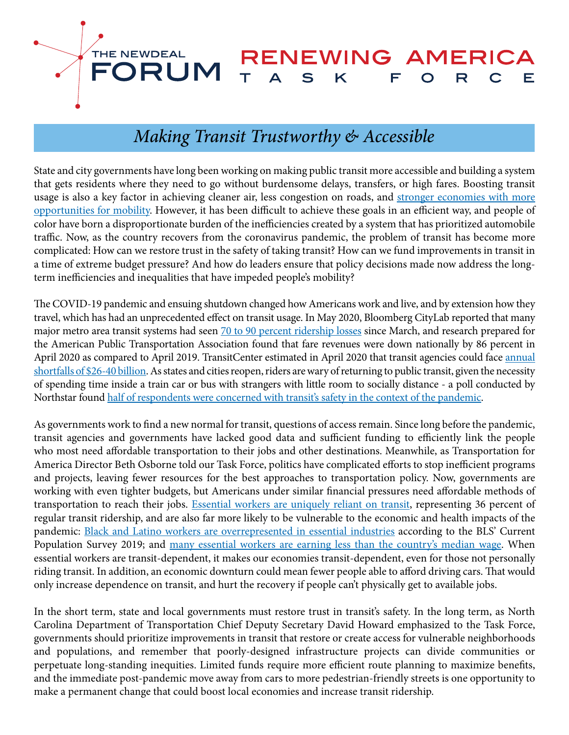THE NEWDEAL FORUM

# RENEWING AMERICA TASK FORCE

## *Making Transit Trustworthy & Accessible*

State and city governments have long been working on making public transit more accessible and building a system that gets residents where they need to go without burdensome delays, transfers, or high fares. Boosting transit usage is also a key factor in achieving cleaner air, less congestion on roads, and [stronger economies with more opportunities for mobility](). However, it has been difficult to achieve these goals in an efficient way, and people of color have born a disproportionate burden of the inefficiencies created by a system that has prioritized automobile traffic. Now, as the country recovers from the coronavirus pandemic, the problem of transit has become more complicated: How can we restore trust in the safety of taking transit? How can we fund improvements in transit in a time of extreme budget pressure? And how do leaders ensure that policy decisions made now address the long-term inefficiencies and inequalities that have impeded people's mobility?

The COVID-19 pandemic and ensuing shutdown changed how Americans work and live, and by extension how they travel, which has had an unprecedented effect on transit usage. In May 2020, Bloomberg CityLab reported that many major metro area transit systems had seen [70 to 90 percent ridership losses]() since March, and research prepared for the American Public Transportation Association found that fare revenues were down nationally by 86 percent in April 2020 as compared to April 2019. TransitCenter estimated in April 2020 that transit agencies could face [annual shortfalls of $26-40 billion](). As states and cities reopen, riders are wary of returning to public transit, given the necessity of spending time inside a train car or bus with strangers with little room to socially distance - a poll conducted by Northstar found [half of respondents were concerned with transit's safety in the context of the pandemic]().

As governments work to find a new normal for transit, questions of access remain. Since long before the pandemic, transit agencies and governments have lacked good data and sufficient funding to efficiently link the people who most need affordable transportation to their jobs and other destinations. Meanwhile, as Transportation for America Director Beth Osborne told our Task Force, politics have complicated efforts to stop inefficient programs and projects, leaving fewer resources for the best approaches to transportation policy. Now, governments are working with even tighter budgets, but Americans under similar financial pressures need affordable methods of transportation to reach their jobs. [Essential workers are uniquely reliant on transit](), representing 36 percent of regular transit ridership, and are also far more likely to be vulnerable to the economic and health impacts of the pandemic: [Black and Latino workers are overrepresented in essential industries]() according to the BLS' Current Population Survey 2019; and [many essential workers are earning less than the country's median wage](). When essential workers are transit-dependent, it makes our economies transit-dependent, even for those not personally riding transit. In addition, an economic downturn could mean fewer people able to afford driving cars. That would only increase dependence on transit, and hurt the recovery if people can't physically get to available jobs.

In the short term, state and local governments must restore trust in transit's safety. In the long term, as North Carolina Department of Transportation Chief Deputy Secretary David Howard emphasized to the Task Force, governments should prioritize improvements in transit that restore or create access for vulnerable neighborhoods and populations, and remember that poorly-designed infrastructure projects can divide communities or perpetuate long-standing inequities. Limited funds require more efficient route planning to maximize benefits, and the immediate post-pandemic move away from cars to more pedestrian-friendly streets is one opportunity to make a permanent change that could boost local economies and increase transit ridership.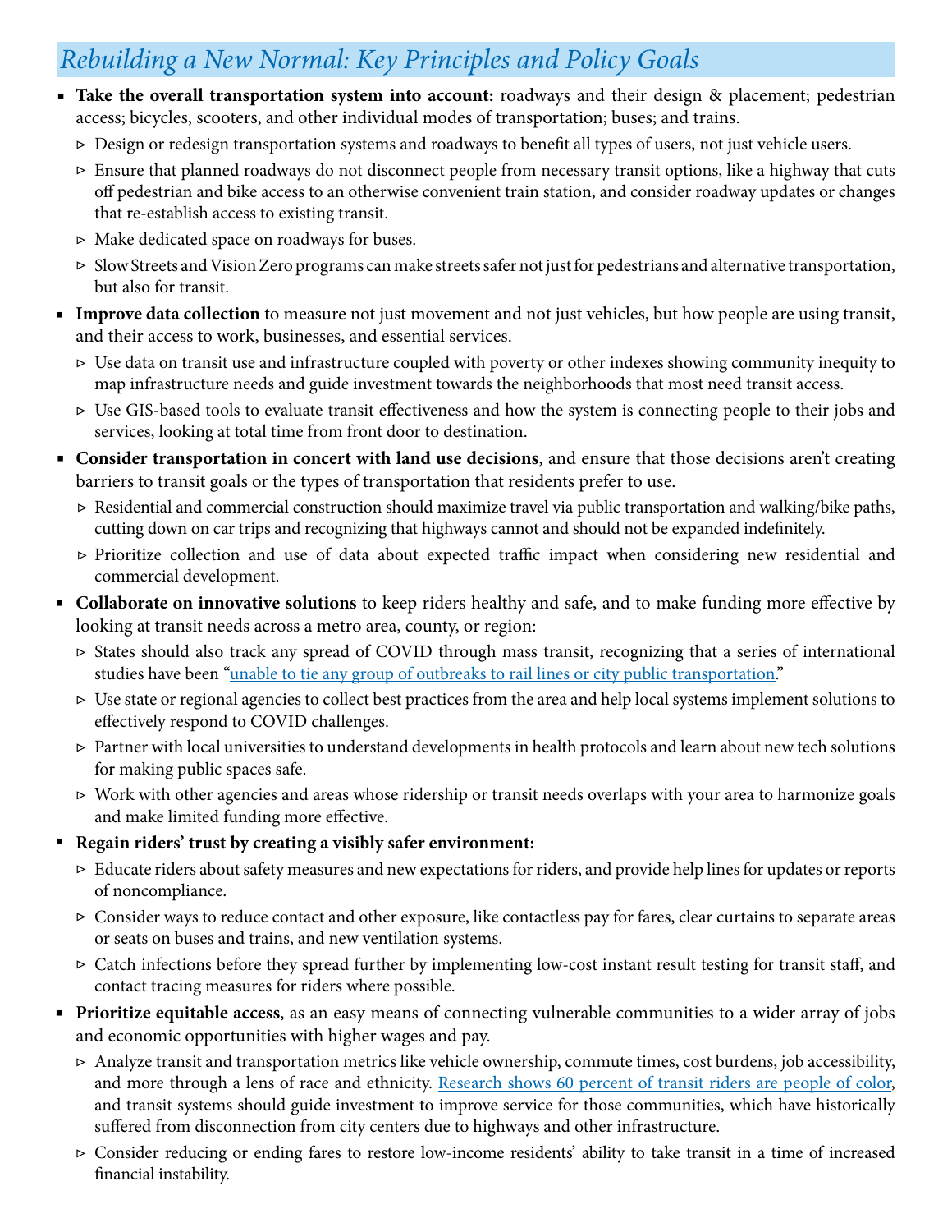## *Rebuilding a New Normal: Key Principles and Policy Goals*

- **Take the overall transportation system into account:** roadways and their design & placement; pedestrian access; bicycles, scooters, and other individual modes of transportation; buses; and trains.
  - Design or redesign transportation systems and roadways to benefit all types of users, not just vehicle users.
  - Ensure that planned roadways do not disconnect people from necessary transit options, like a highway that cuts off pedestrian and bike access to an otherwise convenient train station, and consider roadway updates or changes that re-establish access to existing transit.
  - Make dedicated space on roadways for buses.
  - Slow Streets and Vision Zero programs can make streets safer not just for pedestrians and alternative transportation, but also for transit.
- **Improve data collection** to measure not just movement and not just vehicles, but how people are using transit, and their access to work, businesses, and essential services.
  - Use data on transit use and infrastructure coupled with poverty or other indexes showing community inequity to map infrastructure needs and guide investment towards the neighborhoods that most need transit access.
  - Use GIS-based tools to evaluate transit effectiveness and how the system is connecting people to their jobs and services, looking at total time from front door to destination.
- **Consider transportation in concert with land use decisions**, and ensure that those decisions aren't creating barriers to transit goals or the types of transportation that residents prefer to use.
  - Residential and commercial construction should maximize travel via public transportation and walking/bike paths, cutting down on car trips and recognizing that highways cannot and should not be expanded indefinitely.
  - Prioritize collection and use of data about expected traffic impact when considering new residential and commercial development.
- **Collaborate on innovative solutions** to keep riders healthy and safe, and to make funding more effective by looking at transit needs across a metro area, county, or region:
  - States should also track any spread of COVID through mass transit, recognizing that a series of international studies have been "unable to tie any group of outbreaks to rail lines or city public transportation."
  - Use state or regional agencies to collect best practices from the area and help local systems implement solutions to effectively respond to COVID challenges.
  - Partner with local universities to understand developments in health protocols and learn about new tech solutions for making public spaces safe.
  - Work with other agencies and areas whose ridership or transit needs overlaps with your area to harmonize goals and make limited funding more effective.
- **Regain riders' trust by creating a visibly safer environment:**
  - Educate riders about safety measures and new expectations for riders, and provide help lines for updates or reports of noncompliance.
  - Consider ways to reduce contact and other exposure, like contactless pay for fares, clear curtains to separate areas or seats on buses and trains, and new ventilation systems.
  - Catch infections before they spread further by implementing low-cost instant result testing for transit staff, and contact tracing measures for riders where possible.
- **Prioritize equitable access**, as an easy means of connecting vulnerable communities to a wider array of jobs and economic opportunities with higher wages and pay.
  - Analyze transit and transportation metrics like vehicle ownership, commute times, cost burdens, job accessibility, and more through a lens of race and ethnicity. Research shows 60 percent of transit riders are people of color, and transit systems should guide investment to improve service for those communities, which have historically suffered from disconnection from city centers due to highways and other infrastructure.
  - Consider reducing or ending fares to restore low-income residents' ability to take transit in a time of increased financial instability.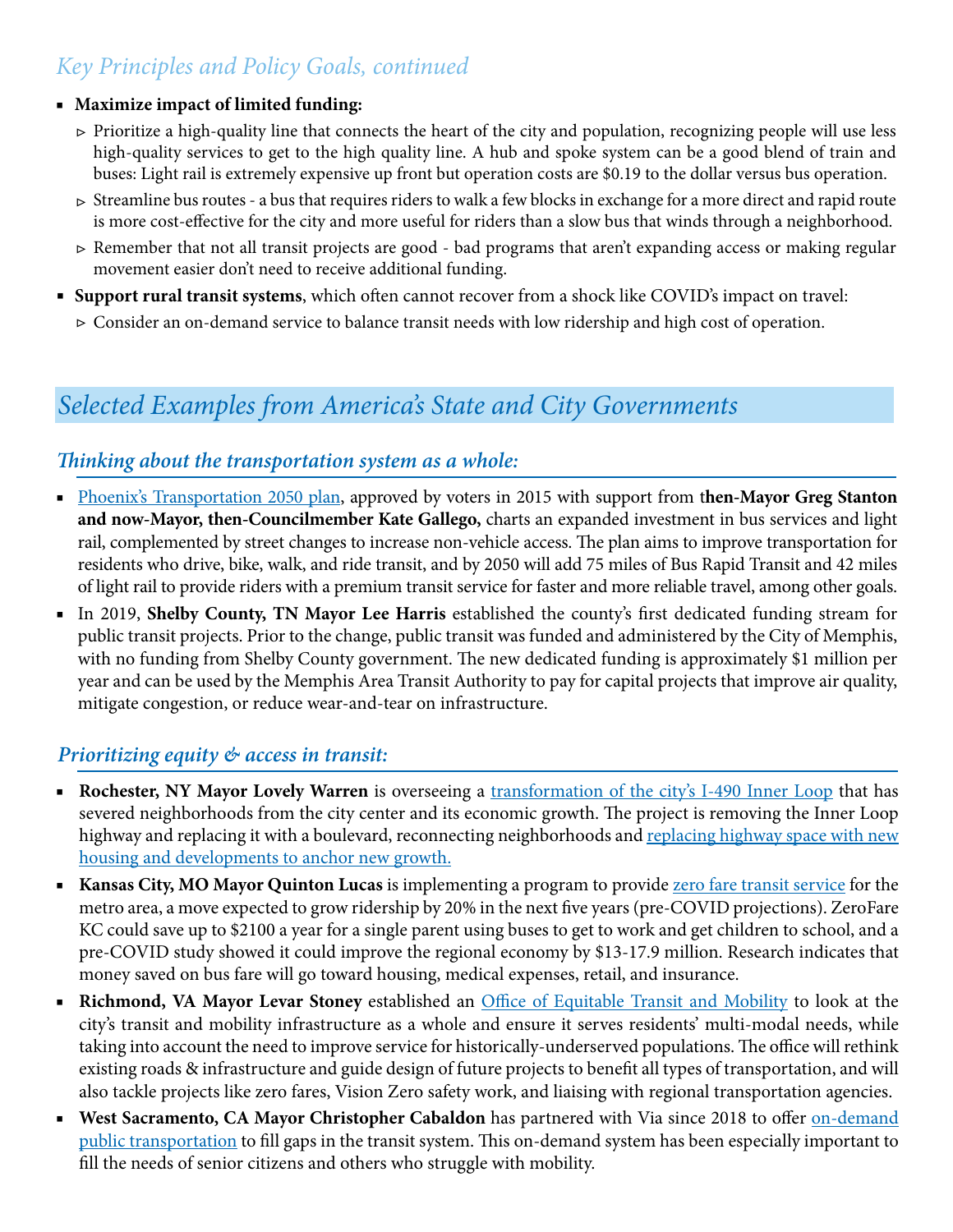## *Key Principles and Policy Goals, continued*

- **Maximize impact of limited funding:**
  - Prioritize a high-quality line that connects the heart of the city and population, recognizing people will use less high-quality services to get to the high quality line. A hub and spoke system can be a good blend of train and buses: Light rail is extremely expensive up front but operation costs are $0.19 to the dollar versus bus operation.
  - Streamline bus routes - a bus that requires riders to walk a few blocks in exchange for a more direct and rapid route is more cost-effective for the city and more useful for riders than a slow bus that winds through a neighborhood.
  - Remember that not all transit projects are good - bad programs that aren't expanding access or making regular movement easier don't need to receive additional funding.
- **Support rural transit systems**, which often cannot recover from a shock like COVID's impact on travel:
  - Consider an on-demand service to balance transit needs with low ridership and high cost of operation.

# *Selected Examples from America's State and City Governments*

### *Thinking about the transportation system as a whole:*

- Phoenix's Transportation 2050 plan, approved by voters in 2015 with support from **then-Mayor Greg Stanton and now-Mayor, then-Councilmember Kate Gallego,** charts an expanded investment in bus services and light rail, complemented by street changes to increase non-vehicle access. The plan aims to improve transportation for residents who drive, bike, walk, and ride transit, and by 2050 will add 75 miles of Bus Rapid Transit and 42 miles of light rail to provide riders with a premium transit service for faster and more reliable travel, among other goals.
- In 2019, **Shelby County, TN Mayor Lee Harris** established the county's first dedicated funding stream for public transit projects. Prior to the change, public transit was funded and administered by the City of Memphis, with no funding from Shelby County government. The new dedicated funding is approximately $1 million per year and can be used by the Memphis Area Transit Authority to pay for capital projects that improve air quality, mitigate congestion, or reduce wear-and-tear on infrastructure.

### *Prioritizing equity & access in transit:*

- **Rochester, NY Mayor Lovely Warren** is overseeing a transformation of the city's I-490 Inner Loop that has severed neighborhoods from the city center and its economic growth. The project is removing the Inner Loop highway and replacing it with a boulevard, reconnecting neighborhoods and replacing highway space with new housing and developments to anchor new growth.
- **Kansas City, MO Mayor Quinton Lucas** is implementing a program to provide zero fare transit service for the metro area, a move expected to grow ridership by 20% in the next five years (pre-COVID projections). ZeroFare KC could save up to $2100 a year for a single parent using buses to get to work and get children to school, and a pre-COVID study showed it could improve the regional economy by $13-17.9 million. Research indicates that money saved on bus fare will go toward housing, medical expenses, retail, and insurance.
- **Richmond, VA Mayor Levar Stoney** established an Office of Equitable Transit and Mobility to look at the city's transit and mobility infrastructure as a whole and ensure it serves residents' multi-modal needs, while taking into account the need to improve service for historically-underserved populations. The office will rethink existing roads & infrastructure and guide design of future projects to benefit all types of transportation, and will also tackle projects like zero fares, Vision Zero safety work, and liaising with regional transportation agencies.
- **West Sacramento, CA Mayor Christopher Cabaldon** has partnered with Via since 2018 to offer on-demand public transportation to fill gaps in the transit system. This on-demand system has been especially important to fill the needs of senior citizens and others who struggle with mobility.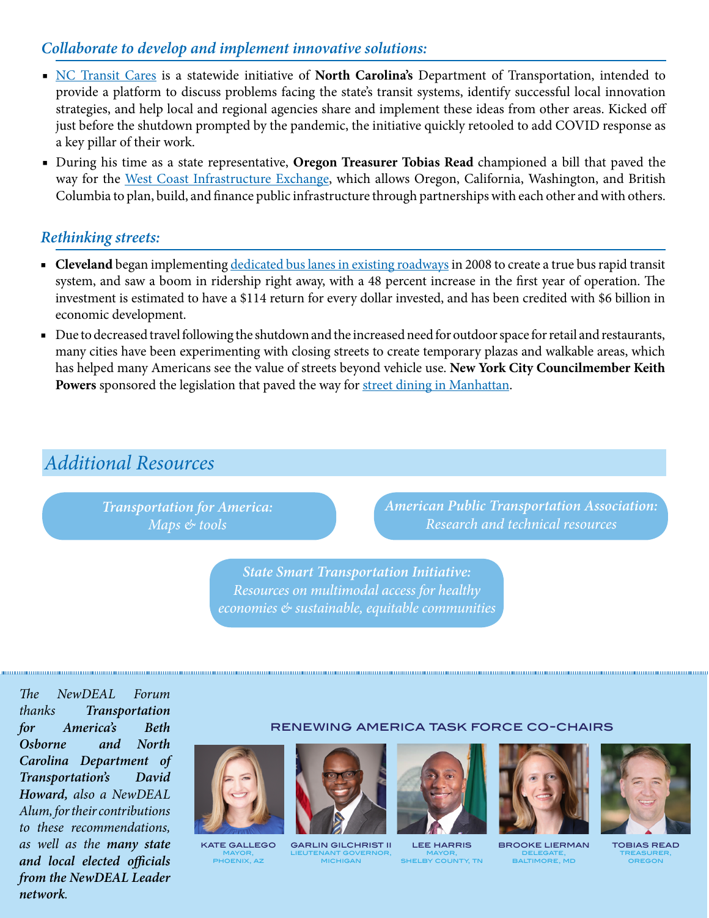### *Collaborate to develop and implement innovative solutions:*

- NC Transit Cares is a statewide initiative of **North Carolina's** Department of Transportation, intended to provide a platform to discuss problems facing the state's transit systems, identify successful local innovation strategies, and help local and regional agencies share and implement these ideas from other areas. Kicked off just before the shutdown prompted by the pandemic, the initiative quickly retooled to add COVID response as a key pillar of their work.
- During his time as a state representative, **Oregon Treasurer Tobias Read** championed a bill that paved the way for the West Coast Infrastructure Exchange, which allows Oregon, California, Washington, and British Columbia to plan, build, and finance public infrastructure through partnerships with each other and with others.

### *Rethinking streets:*

- **Cleveland** began implementing dedicated bus lanes in existing roadways in 2008 to create a true bus rapid transit system, and saw a boom in ridership right away, with a 48 percent increase in the first year of operation. The investment is estimated to have a $114 return for every dollar invested, and has been credited with $6 billion in economic development.
- Due to decreased travel following the shutdown and the increased need for outdoor space for retail and restaurants, many cities have been experimenting with closing streets to create temporary plazas and walkable areas, which has helped many Americans see the value of streets beyond vehicle use. **New York City Councilmember Keith Powers** sponsored the legislation that paved the way for street dining in Manhattan.

## *Additional Resources*

*Transportation for America: Maps & tools*

*American Public Transportation Association: Research and technical resources*

*State Smart Transportation Initiative: Resources on multimodal access for healthy economies & sustainable, equitable communities*

*The NewDEAL Forum thanks* ***Transportation for America's Beth Osborne*** *and* ***North Carolina Department of Transportation's David Howard,*** *also a NewDEAL Alum, for their contributions to these recommendations, as well as the* ***many state and local elected officials from the NewDEAL Leader network****.*

RENEWING AMERICA TASK FORCE CO-CHAIRS

KATE GALLEGO
MAYOR, PHOENIX, AZ

GARLIN GILCHRIST II
LIEUTENANT GOVERNOR, MICHIGAN

LEE HARRIS
MAYOR, SHELBY COUNTY, TN

BROOKE LIERMAN
DELEGATE, BALTIMORE, MD

TOBIAS READ
TREASURER, OREGON